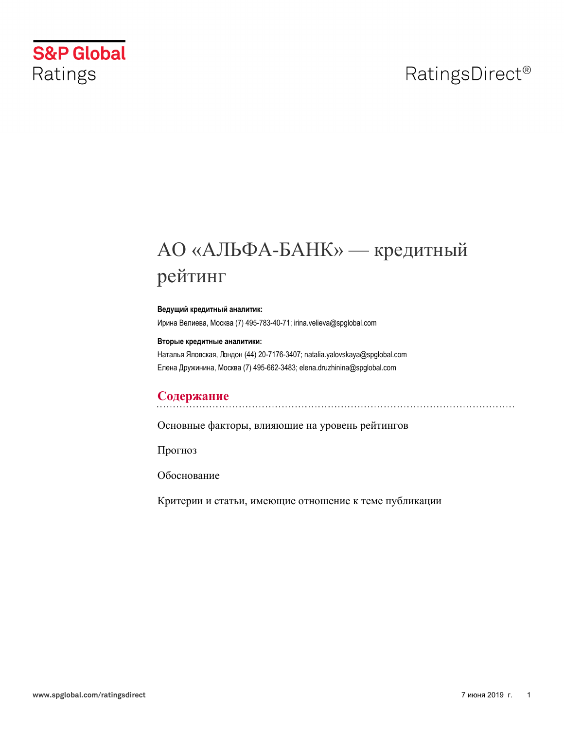S&P Global Ratings

RatingsDirect®

# АО «АЛЬФА-БАНК» — кредитный рейтинг

**Ведущий кредитный аналитик:**

Ирина Велиева, Москва (7) 495-783-40-71; irina.velieva@spglobal.com

**Вторые кредитные аналитики:**

Наталья Яловская, Лондон (44) 20-7176-3407; natalia.yalovskaya@spglobal.com

Елена Дружинина, Москва (7) 495-662-3483; elena.druzhinina@spglobal.com

## Содержание

Основные факторы, влияющие на уровень рейтингов

Прогноз

Обоснование

Критерии и статьи, имеющие отношение к теме публикации

7 июня 2019 г.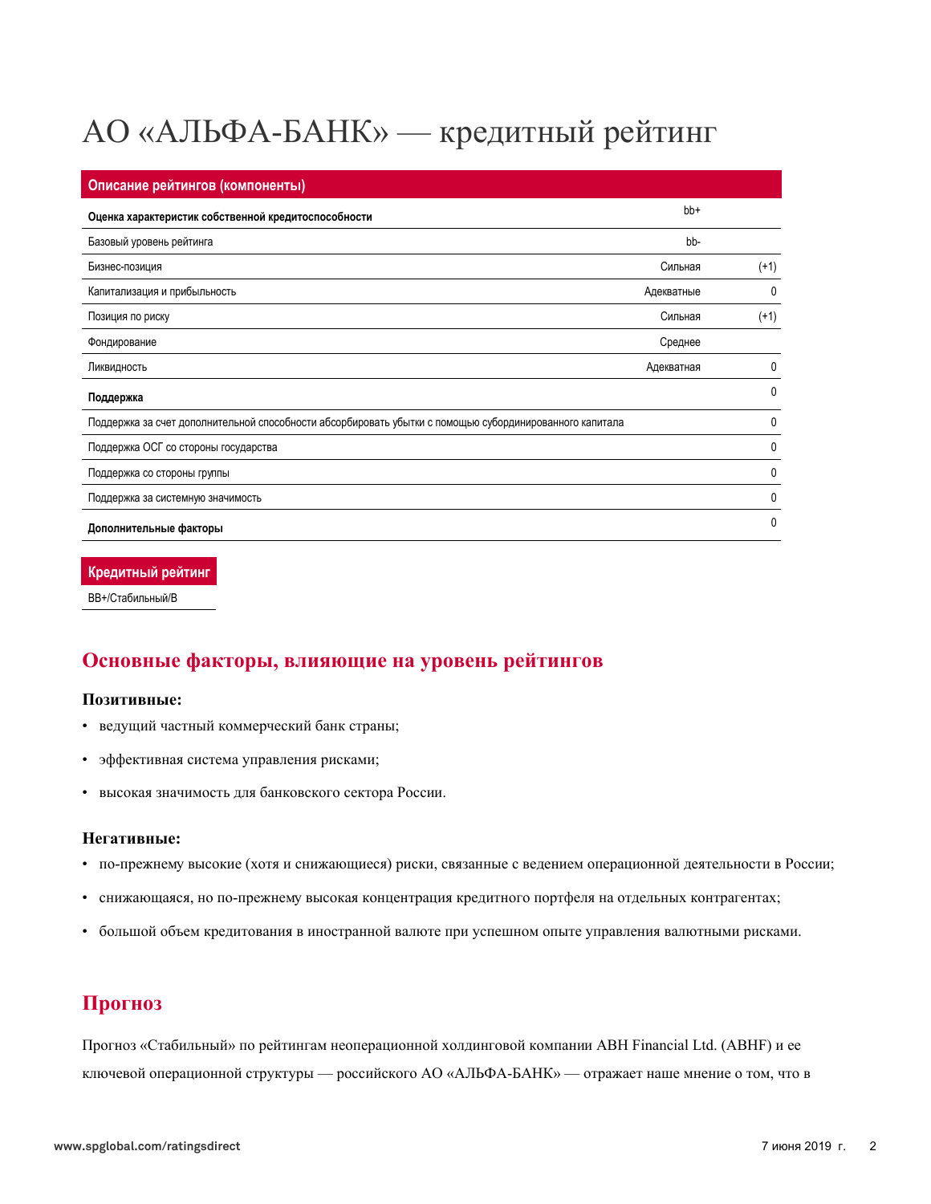# АО «АЛЬФА-БАНК» — кредитный рейтинг

| Описание рейтингов (компоненты) | | |
|---|---|---|
| **Оценка характеристик собственной кредитоспособности** | bb+ | |
| Базовый уровень рейтинга | bb- | |
| Бизнес-позиция | Сильная | (+1) |
| Капитализация и прибыльность | Адекватные | 0 |
| Позиция по риску | Сильная | (+1) |
| Фондирование | Среднее | |
| Ликвидность | Адекватная | 0 |
| **Поддержка** | | 0 |
| Поддержка за счет дополнительной способности абсорбировать убытки с помощью субординированного капитала | | 0 |
| Поддержка ОСГ со стороны государства | | 0 |
| Поддержка со стороны группы | | 0 |
| Поддержка за системную значимость | | 0 |
| **Дополнительные факторы** | | 0 |

| Кредитный рейтинг |
|---|
| BB+/Стабильный/B |

## Основные факторы, влияющие на уровень рейтингов

### Позитивные:

- ведущий частный коммерческий банк страны;
- эффективная система управления рисками;
- высокая значимость для банковского сектора России.

### Негативные:

- по-прежнему высокие (хотя и снижающиеся) риски, связанные с ведением операционной деятельности в России;
- снижающаяся, но по-прежнему высокая концентрация кредитного портфеля на отдельных контрагентах;
- большой объем кредитования в иностранной валюте при успешном опыте управления валютными рисками.

## Прогноз

Прогноз «Стабильный» по рейтингам неоперационной холдинговой компании ABH Financial Ltd. (ABHF) и ее ключевой операционной структуры — российского АО «АЛЬФА-БАНК» — отражает наше мнение о том, что в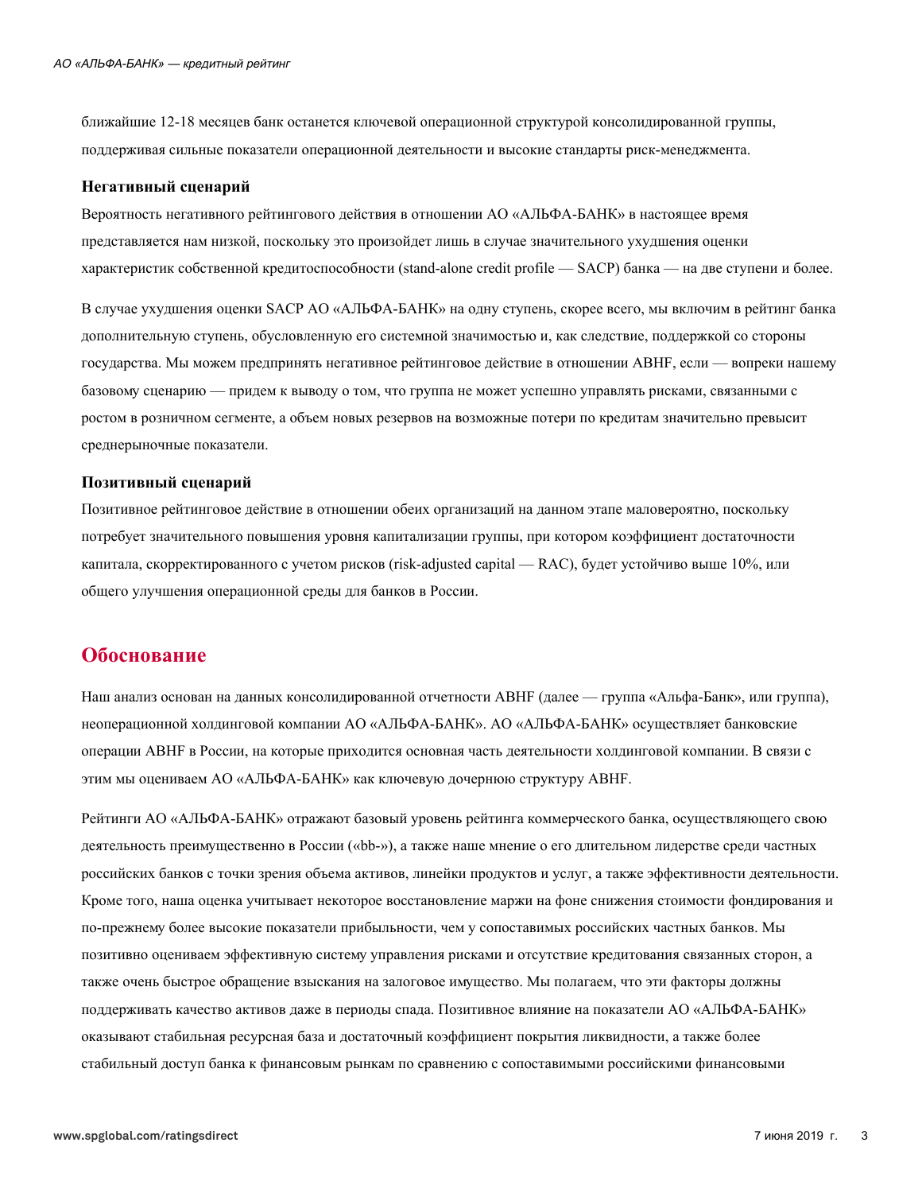ближайшие 12-18 месяцев банк останется ключевой операционной структурой консолидированной группы, поддерживая сильные показатели операционной деятельности и высокие стандарты риск-менеджмента.

**Негативный сценарий**

Вероятность негативного рейтингового действия в отношении АО «АЛЬФА-БАНК» в настоящее время представляется нам низкой, поскольку это произойдет лишь в случае значительного ухудшения оценки характеристик собственной кредитоспособности (stand-alone credit profile — SACP) банка — на две ступени и более.

В случае ухудшения оценки SACP АО «АЛЬФА-БАНК» на одну ступень, скорее всего, мы включим в рейтинг банка дополнительную ступень, обусловленную его системной значимостью и, как следствие, поддержкой со стороны государства. Мы можем предпринять негативное рейтинговое действие в отношении ABHF, если — вопреки нашему базовому сценарию — придем к выводу о том, что группа не может успешно управлять рисками, связанными с ростом в розничном сегменте, а объем новых резервов на возможные потери по кредитам значительно превысит среднерыночные показатели.

**Позитивный сценарий**

Позитивное рейтинговое действие в отношении обеих организаций на данном этапе маловероятно, поскольку потребует значительного повышения уровня капитализации группы, при котором коэффициент достаточности капитала, скорректированного с учетом рисков (risk-adjusted capital — RAC), будет устойчиво выше 10%, или общего улучшения операционной среды для банков в России.

## Обоснование

Наш анализ основан на данных консолидированной отчетности ABHF (далее — группа «Альфа-Банк», или группа), неоперационной холдинговой компании АО «АЛЬФА-БАНК». АО «АЛЬФА-БАНК» осуществляет банковские операции ABHF в России, на которые приходится основная часть деятельности холдинговой компании. В связи с этим мы оцениваем АО «АЛЬФА-БАНК» как ключевую дочернюю структуру ABHF.

Рейтинги АО «АЛЬФА-БАНК» отражают базовый уровень рейтинга коммерческого банка, осуществляющего свою деятельность преимущественно в России («bb-»), а также наше мнение о его длительном лидерстве среди частных российских банков с точки зрения объема активов, линейки продуктов и услуг, а также эффективности деятельности. Кроме того, наша оценка учитывает некоторое восстановление маржи на фоне снижения стоимости фондирования и по-прежнему более высокие показатели прибыльности, чем у сопоставимых российских частных банков. Мы позитивно оцениваем эффективную систему управления рисками и отсутствие кредитования связанных сторон, а также очень быстрое обращение взыскания на залоговое имущество. Мы полагаем, что эти факторы должны поддерживать качество активов даже в периоды спада. Позитивное влияние на показатели АО «АЛЬФА-БАНК» оказывают стабильная ресурсная база и достаточный коэффициент покрытия ликвидности, а также более стабильный доступ банка к финансовым рынкам по сравнению с сопоставимыми российскими финансовыми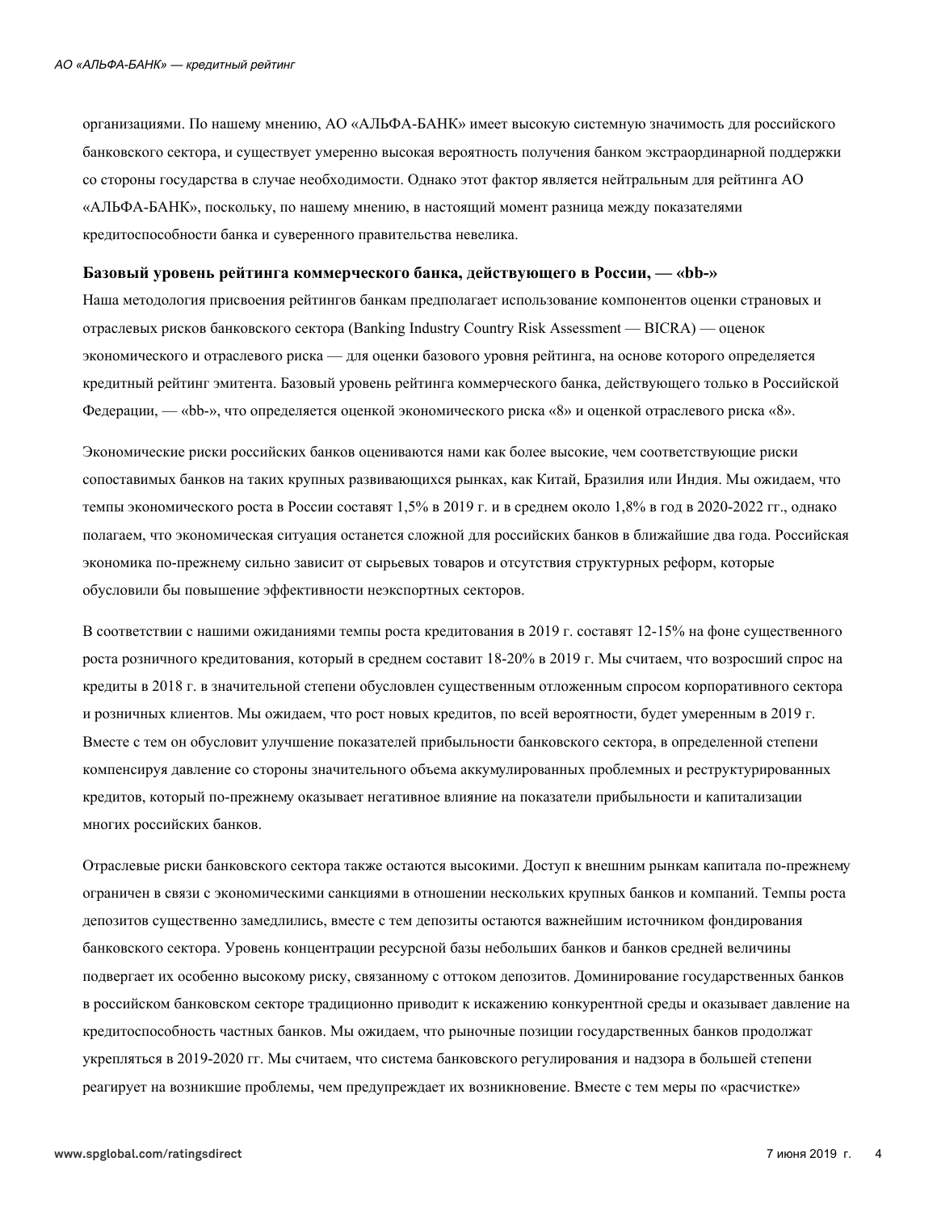организациями. По нашему мнению, АО «АЛЬФА-БАНК» имеет высокую системную значимость для российского банковского сектора, и существует умеренно высокая вероятность получения банком экстраординарной поддержки со стороны государства в случае необходимости. Однако этот фактор является нейтральным для рейтинга АО «АЛЬФА-БАНК», поскольку, по нашему мнению, в настоящий момент разница между показателями кредитоспособности банка и суверенного правительства невелика.

**Базовый уровень рейтинга коммерческого банка, действующего в России, — «bb-»**

Наша методология присвоения рейтингов банкам предполагает использование компонентов оценки страновых и отраслевых рисков банковского сектора (Banking Industry Country Risk Assessment — BICRA) — оценок экономического и отраслевого риска — для оценки базового уровня рейтинга, на основе которого определяется кредитный рейтинг эмитента. Базовый уровень рейтинга коммерческого банка, действующего только в Российской Федерации, — «bb-», что определяется оценкой экономического риска «8» и оценкой отраслевого риска «8».

Экономические риски российских банков оцениваются нами как более высокие, чем соответствующие риски сопоставимых банков на таких крупных развивающихся рынках, как Китай, Бразилия или Индия. Мы ожидаем, что темпы экономического роста в России составят 1,5% в 2019 г. и в среднем около 1,8% в год в 2020-2022 гг., однако полагаем, что экономическая ситуация останется сложной для российских банков в ближайшие два года. Российская экономика по-прежнему сильно зависит от сырьевых товаров и отсутствия структурных реформ, которые обусловили бы повышение эффективности неэкспортных секторов.

В соответствии с нашими ожиданиями темпы роста кредитования в 2019 г. составят 12-15% на фоне существенного роста розничного кредитования, который в среднем составит 18-20% в 2019 г. Мы считаем, что возросший спрос на кредиты в 2018 г. в значительной степени обусловлен существенным отложенным спросом корпоративного сектора и розничных клиентов. Мы ожидаем, что рост новых кредитов, по всей вероятности, будет умеренным в 2019 г. Вместе с тем он обусловит улучшение показателей прибыльности банковского сектора, в определенной степени компенсируя давление со стороны значительного объема аккумулированных проблемных и реструктурированных кредитов, который по-прежнему оказывает негативное влияние на показатели прибыльности и капитализации многих российских банков.

Отраслевые риски банковского сектора также остаются высокими. Доступ к внешним рынкам капитала по-прежнему ограничен в связи с экономическими санкциями в отношении нескольких крупных банков и компаний. Темпы роста депозитов существенно замедлились, вместе с тем депозиты остаются важнейшим источником фондирования банковского сектора. Уровень концентрации ресурсной базы небольших банков и банков средней величины подвергает их особенно высокому риску, связанному с оттоком депозитов. Доминирование государственных банков в российском банковском секторе традиционно приводит к искажению конкурентной среды и оказывает давление на кредитоспособность частных банков. Мы ожидаем, что рыночные позиции государственных банков продолжат укрепляться в 2019-2020 гг. Мы считаем, что система банковского регулирования и надзора в большей степени реагирует на возникшие проблемы, чем предупреждает их возникновение. Вместе с тем меры по «расчистке»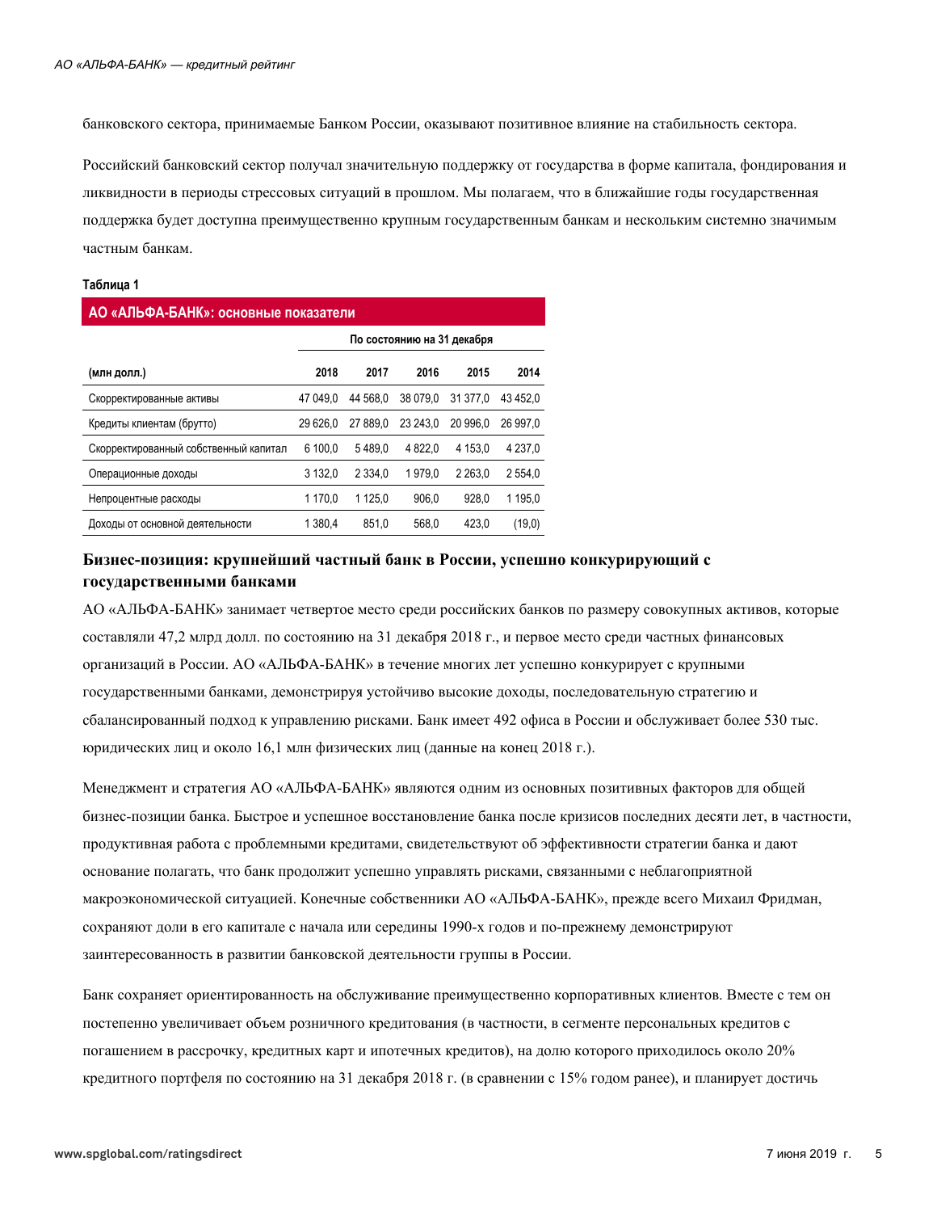банковского сектора, принимаемые Банком России, оказывают позитивное влияние на стабильность сектора.

Российский банковский сектор получал значительную поддержку от государства в форме капитала, фондирования и ликвидности в периоды стрессовых ситуаций в прошлом. Мы полагаем, что в ближайшие годы государственная поддержка будет доступна преимущественно крупным государственным банкам и нескольким системно значимым частным банкам.

**Таблица 1**

**АО «АЛЬФА-БАНК»: основные показатели**

| | По состоянию на 31 декабря | | | | |
|---|---|---|---|---|---|
| **(млн долл.)** | **2018** | **2017** | **2016** | **2015** | **2014** |
| Скорректированные активы | 47 049,0 | 44 568,0 | 38 079,0 | 31 377,0 | 43 452,0 |
| Кредиты клиентам (брутто) | 29 626,0 | 27 889,0 | 23 243,0 | 20 996,0 | 26 997,0 |
| Скорректированный собственный капитал | 6 100,0 | 5 489,0 | 4 822,0 | 4 153,0 | 4 237,0 |
| Операционные доходы | 3 132,0 | 2 334,0 | 1 979,0 | 2 263,0 | 2 554,0 |
| Непроцентные расходы | 1 170,0 | 1 125,0 | 906,0 | 928,0 | 1 195,0 |
| Доходы от основной деятельности | 1 380,4 | 851,0 | 568,0 | 423,0 | (19,0) |

## Бизнес-позиция: крупнейший частный банк в России, успешно конкурирующий с государственными банками

АО «АЛЬФА-БАНК» занимает четвертое место среди российских банков по размеру совокупных активов, которые составляли 47,2 млрд долл. по состоянию на 31 декабря 2018 г., и первое место среди частных финансовых организаций в России. АО «АЛЬФА-БАНК» в течение многих лет успешно конкурирует с крупными государственными банками, демонстрируя устойчиво высокие доходы, последовательную стратегию и сбалансированный подход к управлению рисками. Банк имеет 492 офиса в России и обслуживает более 530 тыс. юридических лиц и около 16,1 млн физических лиц (данные на конец 2018 г.).

Менеджмент и стратегия АО «АЛЬФА-БАНК» являются одним из основных позитивных факторов для общей бизнес-позиции банка. Быстрое и успешное восстановление банка после кризисов последних десяти лет, в частности, продуктивная работа с проблемными кредитами, свидетельствуют об эффективности стратегии банка и дают основание полагать, что банк продолжит успешно управлять рисками, связанными с неблагоприятной макроэкономической ситуацией. Конечные собственники АО «АЛЬФА-БАНК», прежде всего Михаил Фридман, сохраняют доли в его капитале с начала или середины 1990-х годов и по-прежнему демонстрируют заинтересованность в развитии банковской деятельности группы в России.

Банк сохраняет ориентированность на обслуживание преимущественно корпоративных клиентов. Вместе с тем он постепенно увеличивает объем розничного кредитования (в частности, в сегменте персональных кредитов с погашением в рассрочку, кредитных карт и ипотечных кредитов), на долю которого приходилось около 20% кредитного портфеля по состоянию на 31 декабря 2018 г. (в сравнении с 15% годом ранее), и планирует достичь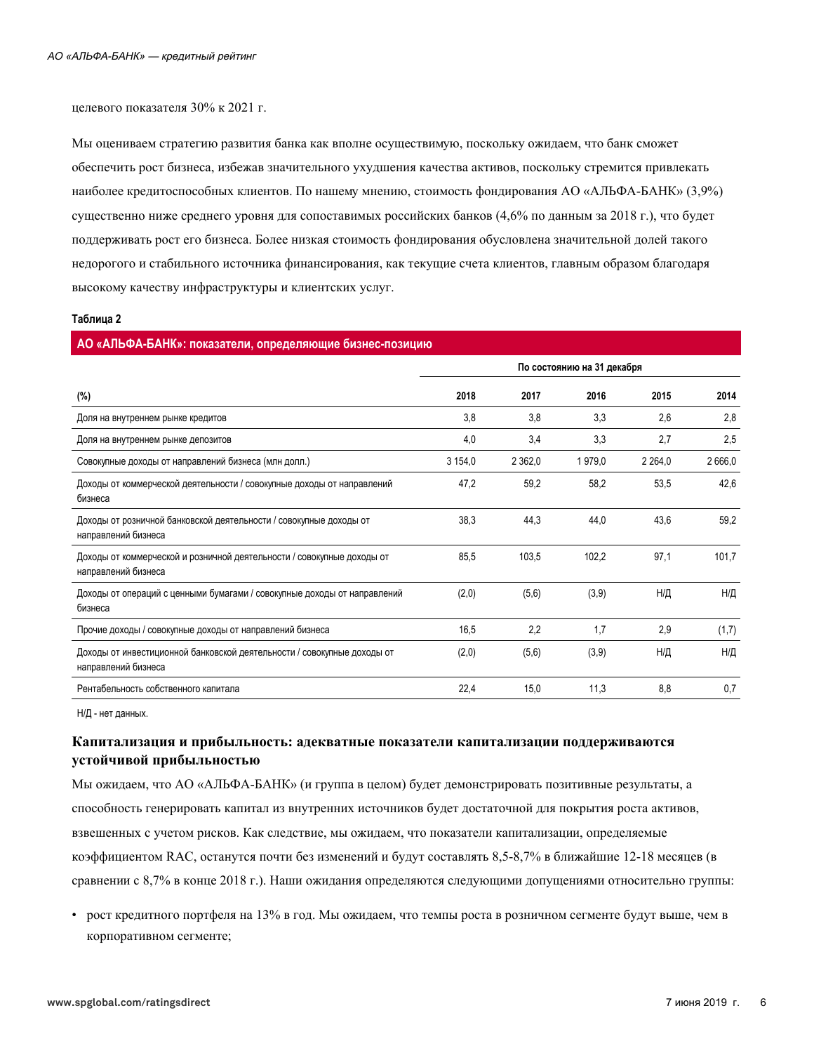целевого показателя 30% к 2021 г.

Мы оцениваем стратегию развития банка как вполне осуществимую, поскольку ожидаем, что банк сможет обеспечить рост бизнеса, избежав значительного ухудшения качества активов, поскольку стремится привлекать наиболее кредитоспособных клиентов. По нашему мнению, стоимость фондирования АО «АЛЬФА-БАНК» (3,9%) существенно ниже среднего уровня для сопоставимых российских банков (4,6% по данным за 2018 г.), что будет поддерживать рост его бизнеса. Более низкая стоимость фондирования обусловлена значительной долей такого недорогого и стабильного источника финансирования, как текущие счета клиентов, главным образом благодаря высокому качеству инфраструктуры и клиентских услуг.

**Таблица 2**

**АО «АЛЬФА-БАНК»: показатели, определяющие бизнес-позицию**

| | По состоянию на 31 декабря | | | | |
|---|---|---|---|---|---|
| **(%)** | **2018** | **2017** | **2016** | **2015** | **2014** |
| Доля на внутреннем рынке кредитов | 3,8 | 3,8 | 3,3 | 2,6 | 2,8 |
| Доля на внутреннем рынке депозитов | 4,0 | 3,4 | 3,3 | 2,7 | 2,5 |
| Совокупные доходы от направлений бизнеса (млн долл.) | 3 154,0 | 2 362,0 | 1 979,0 | 2 264,0 | 2 666,0 |
| Доходы от коммерческой деятельности / совокупные доходы от направлений бизнеса | 47,2 | 59,2 | 58,2 | 53,5 | 42,6 |
| Доходы от розничной банковской деятельности / совокупные доходы от направлений бизнеса | 38,3 | 44,3 | 44,0 | 43,6 | 59,2 |
| Доходы от коммерческой и розничной деятельности / совокупные доходы от направлений бизнеса | 85,5 | 103,5 | 102,2 | 97,1 | 101,7 |
| Доходы от операций с ценными бумагами / совокупные доходы от направлений бизнеса | (2,0) | (5,6) | (3,9) | Н/Д | Н/Д |
| Прочие доходы / совокупные доходы от направлений бизнеса | 16,5 | 2,2 | 1,7 | 2,9 | (1,7) |
| Доходы от инвестиционной банковской деятельности / совокупные доходы от направлений бизнеса | (2,0) | (5,6) | (3,9) | Н/Д | Н/Д |
| Рентабельность собственного капитала | 22,4 | 15,0 | 11,3 | 8,8 | 0,7 |

Н/Д - нет данных.

### Капитализация и прибыльность: адекватные показатели капитализации поддерживаются устойчивой прибыльностью

Мы ожидаем, что АО «АЛЬФА-БАНК» (и группа в целом) будет демонстрировать позитивные результаты, а способность генерировать капитал из внутренних источников будет достаточной для покрытия роста активов, взвешенных с учетом рисков. Как следствие, мы ожидаем, что показатели капитализации, определяемые коэффициентом RAC, останутся почти без изменений и будут составлять 8,5-8,7% в ближайшие 12-18 месяцев (в сравнении с 8,7% в конце 2018 г.). Наши ожидания определяются следующими допущениями относительно группы:

- рост кредитного портфеля на 13% в год. Мы ожидаем, что темпы роста в розничном сегменте будут выше, чем в корпоративном сегменте;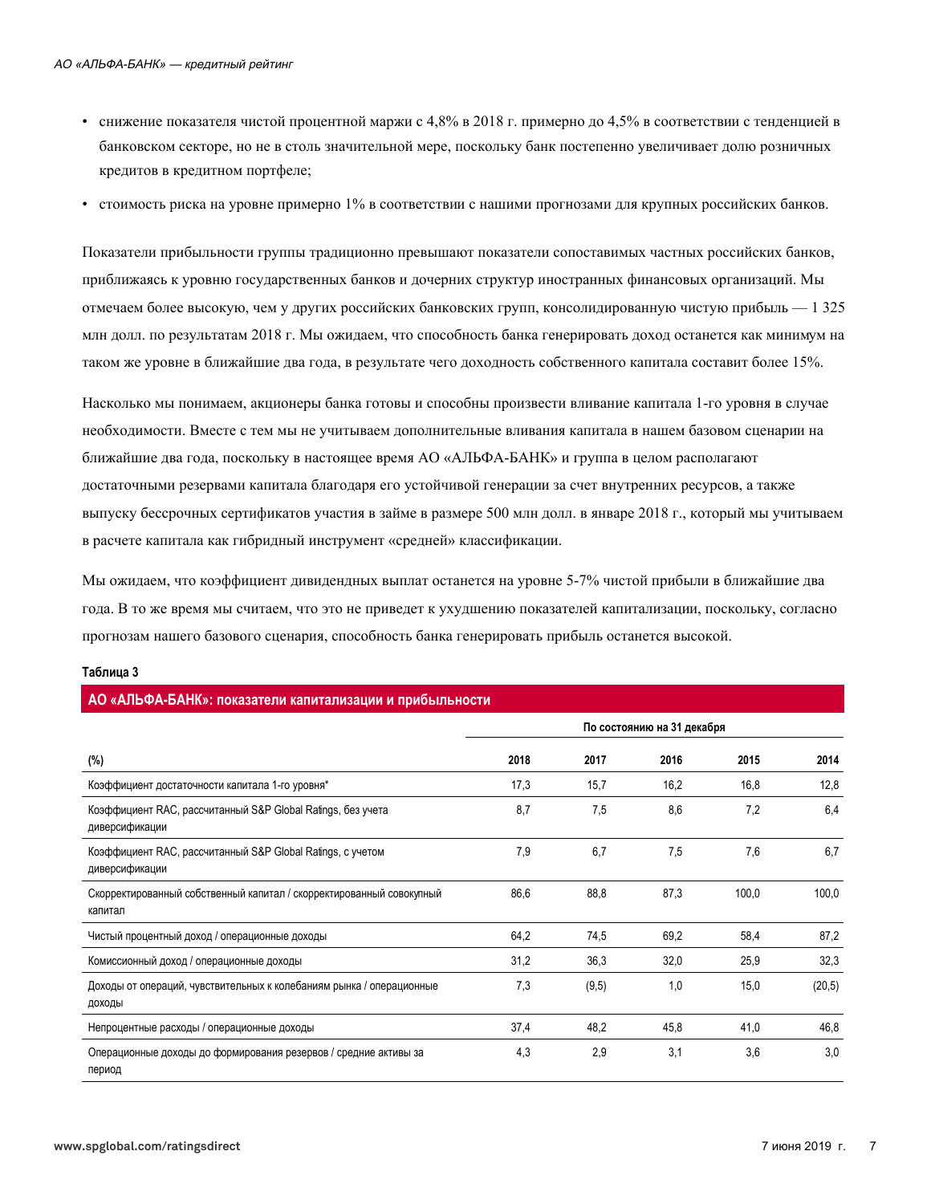- снижение показателя чистой процентной маржи с 4,8% в 2018 г. примерно до 4,5% в соответствии с тенденцией в банковском секторе, но не в столь значительной мере, поскольку банк постепенно увеличивает долю розничных кредитов в кредитном портфеле;
- стоимость риска на уровне примерно 1% в соответствии с нашими прогнозами для крупных российских банков.

Показатели прибыльности группы традиционно превышают показатели сопоставимых частных российских банков, приближаясь к уровню государственных банков и дочерних структур иностранных финансовых организаций. Мы отмечаем более высокую, чем у других российских банковских групп, консолидированную чистую прибыль — 1 325 млн долл. по результатам 2018 г. Мы ожидаем, что способность банка генерировать доход останется как минимум на таком же уровне в ближайшие два года, в результате чего доходность собственного капитала составит более 15%.

Насколько мы понимаем, акционеры банка готовы и способны произвести вливание капитала 1-го уровня в случае необходимости. Вместе с тем мы не учитываем дополнительные вливания капитала в нашем базовом сценарии на ближайшие два года, поскольку в настоящее время АО «АЛЬФА-БАНК» и группа в целом располагают достаточными резервами капитала благодаря его устойчивой генерации за счет внутренних ресурсов, а также выпуску бессрочных сертификатов участия в займе в размере 500 млн долл. в январе 2018 г., который мы учитываем в расчете капитала как гибридный инструмент «средней» классификации.

Мы ожидаем, что коэффициент дивидендных выплат останется на уровне 5-7% чистой прибыли в ближайшие два года. В то же время мы считаем, что это не приведет к ухудшению показателей капитализации, поскольку, согласно прогнозам нашего базового сценария, способность банка генерировать прибыль останется высокой.

**Таблица 3**

**АО «АЛЬФА-БАНК»: показатели капитализации и прибыльности**

| | По состоянию на 31 декабря | | | | |
|---|---|---|---|---|---|
| **(%)** | **2018** | **2017** | **2016** | **2015** | **2014** |
| Коэффициент достаточности капитала 1-го уровня* | 17,3 | 15,7 | 16,2 | 16,8 | 12,8 |
| Коэффициент RAC, рассчитанный S&P Global Ratings, без учета диверсификации | 8,7 | 7,5 | 8,6 | 7,2 | 6,4 |
| Коэффициент RAC, рассчитанный S&P Global Ratings, с учетом диверсификации | 7,9 | 6,7 | 7,5 | 7,6 | 6,7 |
| Скорректированный собственный капитал / скорректированный совокупный капитал | 86,6 | 88,8 | 87,3 | 100,0 | 100,0 |
| Чистый процентный доход / операционные доходы | 64,2 | 74,5 | 69,2 | 58,4 | 87,2 |
| Комиссионный доход / операционные доходы | 31,2 | 36,3 | 32,0 | 25,9 | 32,3 |
| Доходы от операций, чувствительных к колебаниям рынка / операционные доходы | 7,3 | (9,5) | 1,0 | 15,0 | (20,5) |
| Непроцентные расходы / операционные доходы | 37,4 | 48,2 | 45,8 | 41,0 | 46,8 |
| Операционные доходы до формирования резервов / средние активы за период | 4,3 | 2,9 | 3,1 | 3,6 | 3,0 |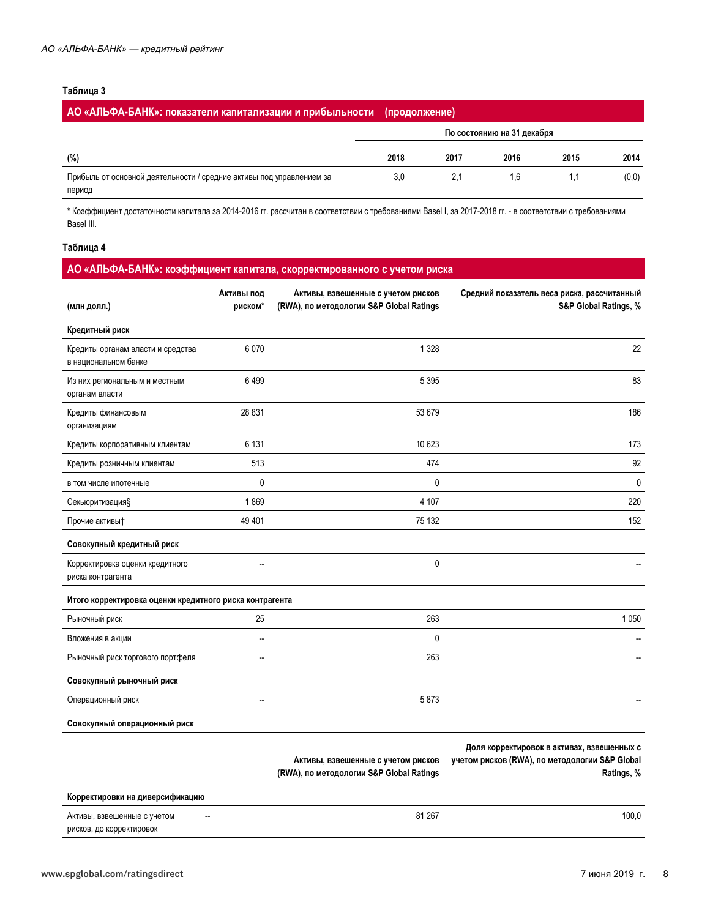**Таблица 3**

| АО «АЛЬФА-БАНК»: показатели капитализации и прибыльности (продолжение) | | | | | |
|---|---|---|---|---|---|
| | По состоянию на 31 декабря | | | | |
| (%) | 2018 | 2017 | 2016 | 2015 | 2014 |
| Прибыль от основной деятельности / средние активы под управлением за период | 3,0 | 2,1 | 1,6 | 1,1 | (0,0) |

* Коэффициент достаточности капитала за 2014-2016 гг. рассчитан в соответствии с требованиями Basel I, за 2017-2018 гг. - в соответствии с требованиями Basel III.

**Таблица 4**

**АО «АЛЬФА-БАНК»: коэффициент капитала, скорректированного с учетом риска**

| (млн долл.) | Активы под риском* | Активы, взвешенные с учетом рисков (RWA), по методологии S&P Global Ratings | Средний показатель веса риска, рассчитанный S&P Global Ratings, % |
|---|---|---|---|
| **Кредитный риск** | | | |
| Кредиты органам власти и средства в национальном банке | 6 070 | 1 328 | 22 |
| Из них региональным и местным органам власти | 6 499 | 5 395 | 83 |
| Кредиты финансовым организациям | 28 831 | 53 679 | 186 |
| Кредиты корпоративным клиентам | 6 131 | 10 623 | 173 |
| Кредиты розничным клиентам | 513 | 474 | 92 |
| в том числе ипотечные | 0 | 0 | 0 |
| Секьюритизация§ | 1 869 | 4 107 | 220 |
| Прочие активы† | 49 401 | 75 132 | 152 |
| **Совокупный кредитный риск** | | | |
| Корректировка оценки кредитного риска контрагента | -- | 0 | -- |
| **Итого корректировка оценки кредитного риска контрагента** | | | |
| Рыночный риск | 25 | 263 | 1 050 |
| Вложения в акции | -- | 0 | -- |
| Рыночный риск торгового портфеля | -- | 263 | -- |
| **Совокупный рыночный риск** | | | |
| Операционный риск | -- | 5 873 | -- |
| **Совокупный операционный риск** | | | |
| | | **Активы, взвешенные с учетом рисков (RWA), по методологии S&P Global Ratings** | **Доля корректировок в активах, взвешенных с учетом рисков (RWA), по методологии S&P Global Ratings, %** |
| **Корректировки на диверсификацию** | | | |
| Активы, взвешенные с учетом рисков, до корректировок | -- | 81 267 | 100,0 |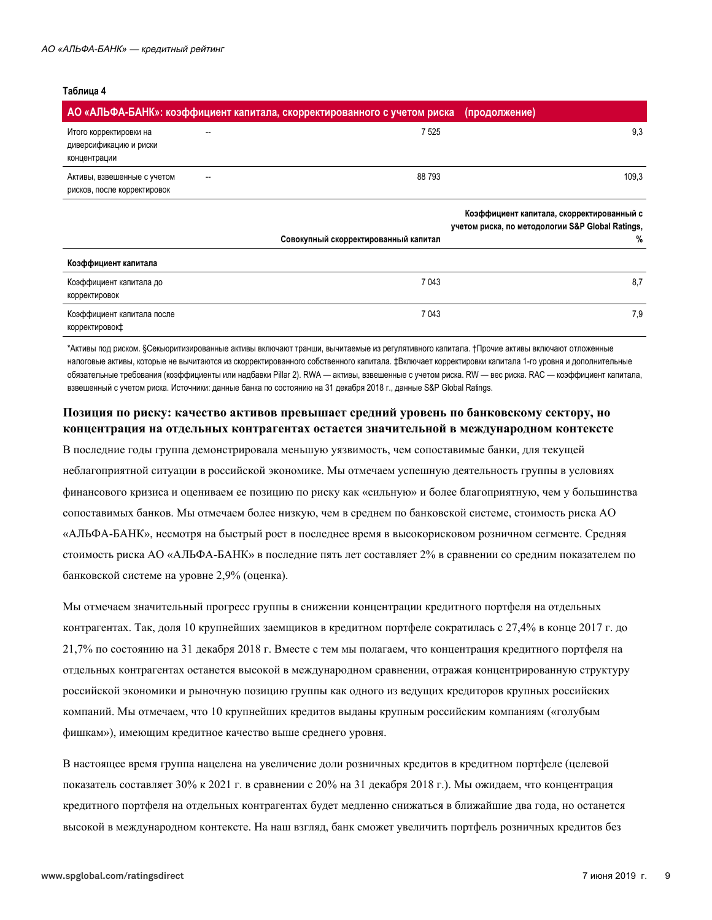**Таблица 4**

| АО «АЛЬФА-БАНК»: коэффициент капитала, скорректированного с учетом риска (продолжение) | | | |
|---|---|---|---|
| Итого корректировки на диверсификацию и риски концентрации | -- | 7 525 | 9,3 |
| Активы, взвешенные с учетом рисков, после корректировок | -- | 88 793 | 109,3 |

| | Совокупный скорректированный капитал | Коэффициент капитала, скорректированный с учетом риска, по методологии S&P Global Ratings, % |
|---|---|---|
| **Коэффициент капитала** | | |
| Коэффициент капитала до корректировок | 7 043 | 8,7 |
| Коэффициент капитала после корректировок‡ | 7 043 | 7,9 |

*Активы под риском. §Секьюритизированные активы включают транши, вычитаемые из регулятивного капитала. †Прочие активы включают отложенные налоговые активы, которые не вычитаются из скорректированного собственного капитала. ‡Включает корректировки капитала 1-го уровня и дополнительные обязательные требования (коэффициенты или надбавки Pillar 2). RWA — активы, взвешенные с учетом риска. RW — вес риска. RAC — коэффициент капитала, взвешенный с учетом риска. Источники: данные банка по состоянию на 31 декабря 2018 г., данные S&P Global Ratings.

### Позиция по риску: качество активов превышает средний уровень по банковскому сектору, но концентрация на отдельных контрагентах остается значительной в международном контексте

В последние годы группа демонстрировала меньшую уязвимость, чем сопоставимые банки, для текущей неблагоприятной ситуации в российской экономике. Мы отмечаем успешную деятельность группы в условиях финансового кризиса и оцениваем ее позицию по риску как «сильную» и более благоприятную, чем у большинства сопоставимых банков. Мы отмечаем более низкую, чем в среднем по банковской системе, стоимость риска АО «АЛЬФА-БАНК», несмотря на быстрый рост в последнее время в высокорисковом розничном сегменте. Средняя стоимость риска АО «АЛЬФА-БАНК» в последние пять лет составляет 2% в сравнении со средним показателем по банковской системе на уровне 2,9% (оценка).

Мы отмечаем значительный прогресс группы в снижении концентрации кредитного портфеля на отдельных контрагентах. Так, доля 10 крупнейших заемщиков в кредитном портфеле сократилась с 27,4% в конце 2017 г. до 21,7% по состоянию на 31 декабря 2018 г. Вместе с тем мы полагаем, что концентрация кредитного портфеля на отдельных контрагентах останется высокой в международном сравнении, отражая концентрированную структуру российской экономики и рыночную позицию группы как одного из ведущих кредиторов крупных российских компаний. Мы отмечаем, что 10 крупнейших кредитов выданы крупным российским компаниям («голубым фишкам»), имеющим кредитное качество выше среднего уровня.

В настоящее время группа нацелена на увеличение доли розничных кредитов в кредитном портфеле (целевой показатель составляет 30% к 2021 г. в сравнении с 20% на 31 декабря 2018 г.). Мы ожидаем, что концентрация кредитного портфеля на отдельных контрагентах будет медленно снижаться в ближайшие два года, но останется высокой в международном контексте. На наш взгляд, банк сможет увеличить портфель розничных кредитов без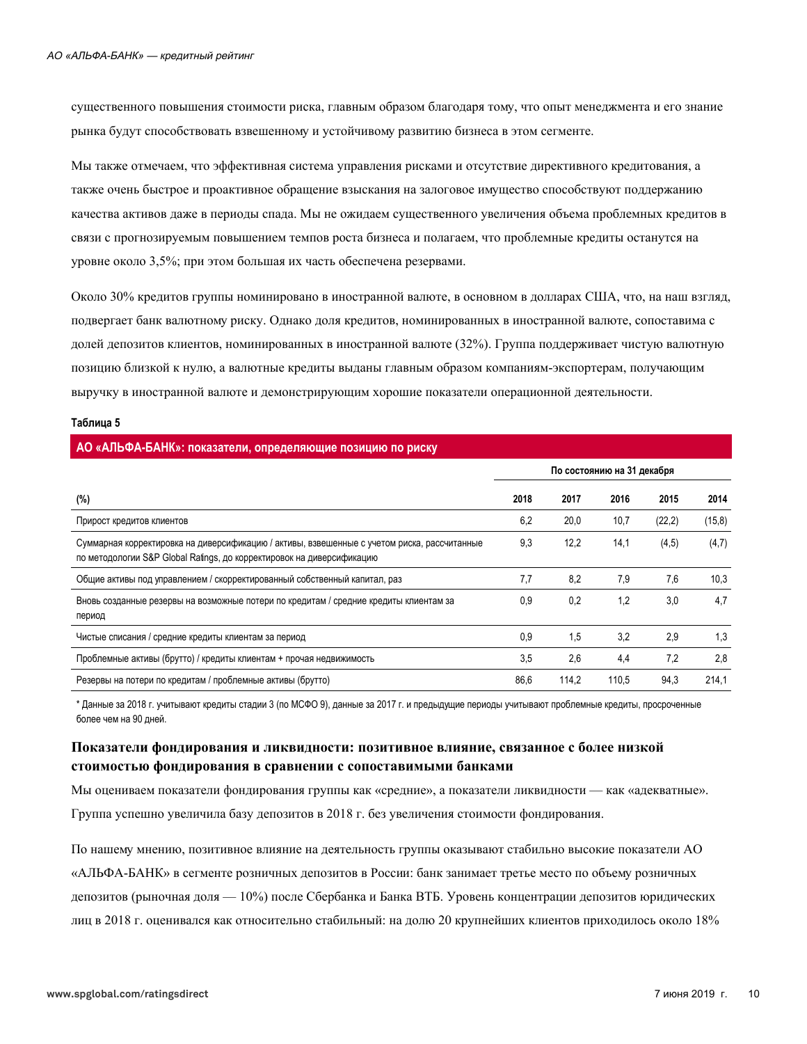существенного повышения стоимости риска, главным образом благодаря тому, что опыт менеджмента и его знание рынка будут способствовать взвешенному и устойчивому развитию бизнеса в этом сегменте.

Мы также отмечаем, что эффективная система управления рисками и отсутствие директивного кредитования, а также очень быстрое и проактивное обращение взыскания на залоговое имущество способствуют поддержанию качества активов даже в периоды спада. Мы не ожидаем существенного увеличения объема проблемных кредитов в связи с прогнозируемым повышением темпов роста бизнеса и полагаем, что проблемные кредиты останутся на уровне около 3,5%; при этом большая их часть обеспечена резервами.

Около 30% кредитов группы номинировано в иностранной валюте, в основном в долларах США, что, на наш взгляд, подвергает банк валютному риску. Однако доля кредитов, номинированных в иностранной валюте, сопоставима с долей депозитов клиентов, номинированных в иностранной валюте (32%). Группа поддерживает чистую валютную позицию близкой к нулю, а валютные кредиты выданы главным образом компаниям-экспортерам, получающим выручку в иностранной валюте и демонстрирующим хорошие показатели операционной деятельности.

**Таблица 5**

**АО «АЛЬФА-БАНК»: показатели, определяющие позицию по риску**

| | По состоянию на 31 декабря | | | | |
|---|---|---|---|---|---|
| (%) | 2018 | 2017 | 2016 | 2015 | 2014 |
| Прирост кредитов клиентов | 6,2 | 20,0 | 10,7 | (22,2) | (15,8) |
| Суммарная корректировка на диверсификацию / активы, взвешенные с учетом риска, рассчитанные по методологии S&P Global Ratings, до корректировок на диверсификацию | 9,3 | 12,2 | 14,1 | (4,5) | (4,7) |
| Общие активы под управлением / скорректированный собственный капитал, раз | 7,7 | 8,2 | 7,9 | 7,6 | 10,3 |
| Вновь созданные резервы на возможные потери по кредитам / средние кредиты клиентам за период | 0,9 | 0,2 | 1,2 | 3,0 | 4,7 |
| Чистые списания / средние кредиты клиентам за период | 0,9 | 1,5 | 3,2 | 2,9 | 1,3 |
| Проблемные активы (брутто) / кредиты клиентам + прочая недвижимость | 3,5 | 2,6 | 4,4 | 7,2 | 2,8 |
| Резервы на потери по кредитам / проблемные активы (брутто) | 86,6 | 114,2 | 110,5 | 94,3 | 214,1 |

* Данные за 2018 г. учитывают кредиты стадии 3 (по МСФО 9), данные за 2017 г. и предыдущие периоды учитывают проблемные кредиты, просроченные более чем на 90 дней.

### Показатели фондирования и ликвидности: позитивное влияние, связанное с более низкой стоимостью фондирования в сравнении с сопоставимыми банками

Мы оцениваем показатели фондирования группы как «средние», а показатели ликвидности — как «адекватные». Группа успешно увеличила базу депозитов в 2018 г. без увеличения стоимости фондирования.

По нашему мнению, позитивное влияние на деятельность группы оказывают стабильно высокие показатели АО «АЛЬФА-БАНК» в сегменте розничных депозитов в России: банк занимает третье место по объему розничных депозитов (рыночная доля — 10%) после Сбербанка и Банка ВТБ. Уровень концентрации депозитов юридических лиц в 2018 г. оценивался как относительно стабильный: на долю 20 крупнейших клиентов приходилось около 18%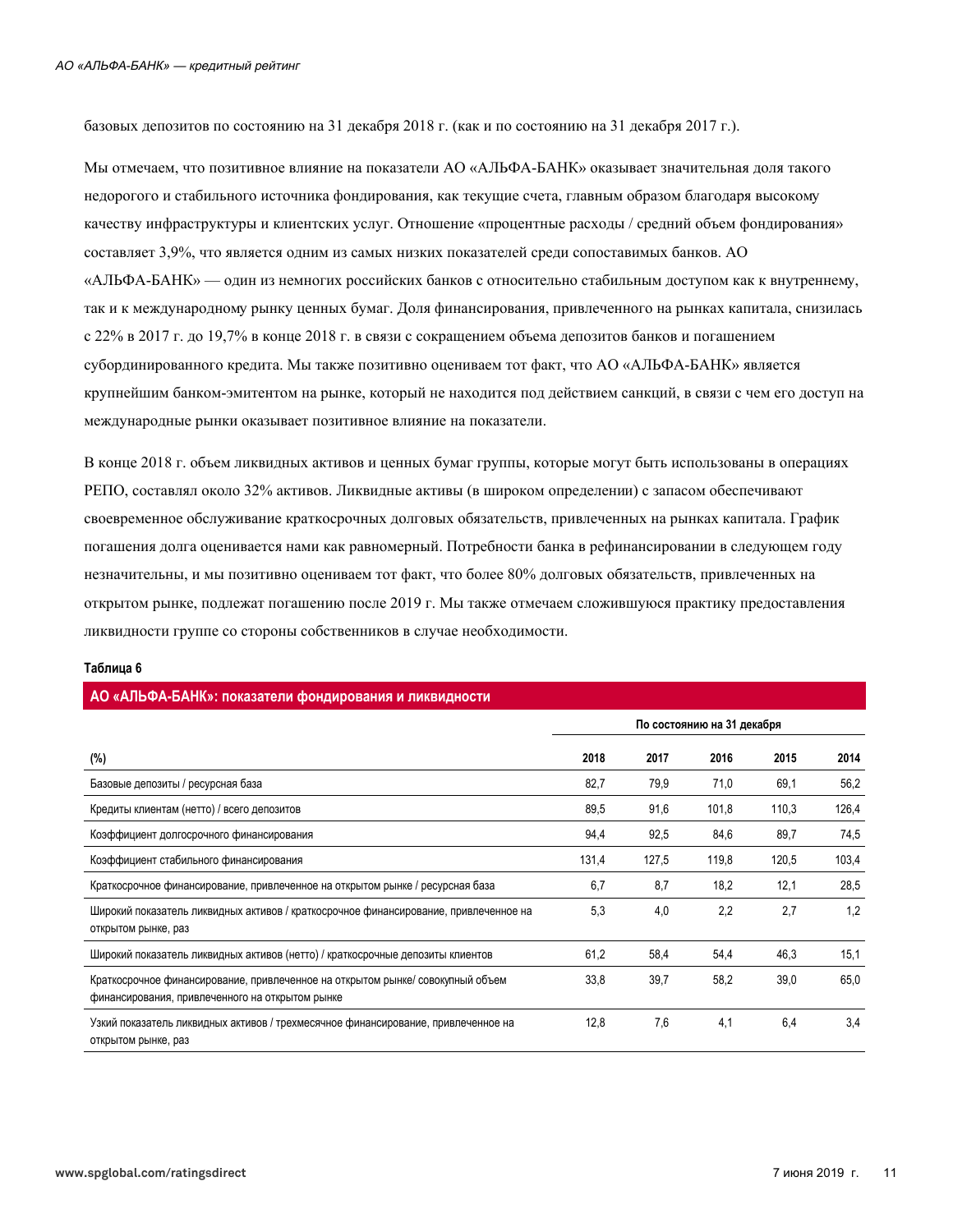базовых депозитов по состоянию на 31 декабря 2018 г. (как и по состоянию на 31 декабря 2017 г.).

Мы отмечаем, что позитивное влияние на показатели АО «АЛЬФА-БАНК» оказывает значительная доля такого недорогого и стабильного источника фондирования, как текущие счета, главным образом благодаря высокому качеству инфраструктуры и клиентских услуг. Отношение «процентные расходы / средний объем фондирования» составляет 3,9%, что является одним из самых низких показателей среди сопоставимых банков. АО «АЛЬФА-БАНК» — один из немногих российских банков с относительно стабильным доступом как к внутреннему, так и к международному рынку ценных бумаг. Доля финансирования, привлеченного на рынках капитала, снизилась с 22% в 2017 г. до 19,7% в конце 2018 г. в связи с сокращением объема депозитов банков и погашением субординированного кредита. Мы также позитивно оцениваем тот факт, что АО «АЛЬФА-БАНК» является крупнейшим банком-эмитентом на рынке, который не находится под действием санкций, в связи с чем его доступ на международные рынки оказывает позитивное влияние на показатели.

В конце 2018 г. объем ликвидных активов и ценных бумаг группы, которые могут быть использованы в операциях РЕПО, составлял около 32% активов. Ликвидные активы (в широком определении) с запасом обеспечивают своевременное обслуживание краткосрочных долговых обязательств, привлеченных на рынках капитала. График погашения долга оценивается нами как равномерный. Потребности банка в рефинансировании в следующем году незначительны, и мы позитивно оцениваем тот факт, что более 80% долговых обязательств, привлеченных на открытом рынке, подлежат погашению после 2019 г. Мы также отмечаем сложившуюся практику предоставления ликвидности группе со стороны собственников в случае необходимости.

**Таблица 6**

**АО «АЛЬФА-БАНК»: показатели фондирования и ликвидности**

| | По состоянию на 31 декабря | | | | |
|---|---|---|---|---|---|
| (%) | 2018 | 2017 | 2016 | 2015 | 2014 |
| Базовые депозиты / ресурсная база | 82,7 | 79,9 | 71,0 | 69,1 | 56,2 |
| Кредиты клиентам (нетто) / всего депозитов | 89,5 | 91,6 | 101,8 | 110,3 | 126,4 |
| Коэффициент долгосрочного финансирования | 94,4 | 92,5 | 84,6 | 89,7 | 74,5 |
| Коэффициент стабильного финансирования | 131,4 | 127,5 | 119,8 | 120,5 | 103,4 |
| Краткосрочное финансирование, привлеченное на открытом рынке / ресурсная база | 6,7 | 8,7 | 18,2 | 12,1 | 28,5 |
| Широкий показатель ликвидных активов / краткосрочное финансирование, привлеченное на открытом рынке, раз | 5,3 | 4,0 | 2,2 | 2,7 | 1,2 |
| Широкий показатель ликвидных активов (нетто) / краткосрочные депозиты клиентов | 61,2 | 58,4 | 54,4 | 46,3 | 15,1 |
| Краткосрочное финансирование, привлеченное на открытом рынке/ совокупный объем финансирования, привлеченного на открытом рынке | 33,8 | 39,7 | 58,2 | 39,0 | 65,0 |
| Узкий показатель ликвидных активов / трехмесячное финансирование, привлеченное на открытом рынке, раз | 12,8 | 7,6 | 4,1 | 6,4 | 3,4 |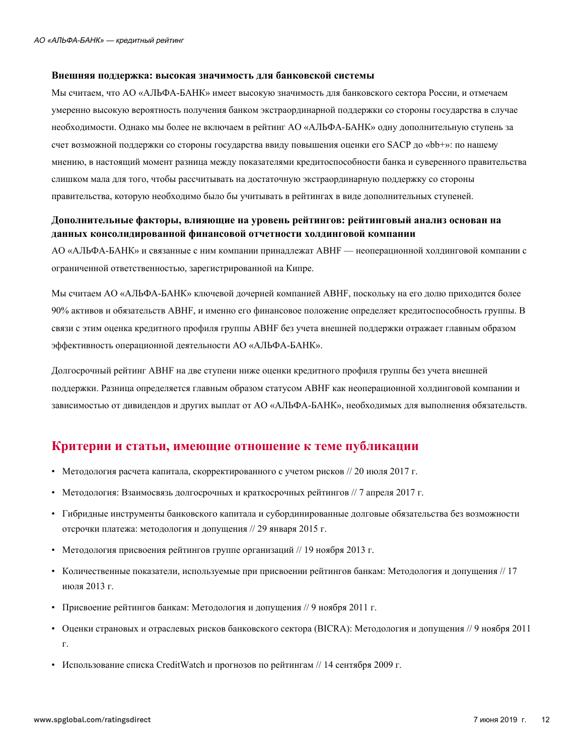**Внешняя поддержка: высокая значимость для банковской системы**

Мы считаем, что АО «АЛЬФА-БАНК» имеет высокую значимость для банковского сектора России, и отмечаем умеренно высокую вероятность получения банком экстраординарной поддержки со стороны государства в случае необходимости. Однако мы более не включаем в рейтинг АО «АЛЬФА-БАНК» одну дополнительную ступень за счет возможной поддержки со стороны государства ввиду повышения оценки его SACP до «bb+»: по нашему мнению, в настоящий момент разница между показателями кредитоспособности банка и суверенного правительства слишком мала для того, чтобы рассчитывать на достаточную экстраординарную поддержку со стороны правительства, которую необходимо было бы учитывать в рейтингах в виде дополнительных ступеней.

**Дополнительные факторы, влияющие на уровень рейтингов: рейтинговый анализ основан на данных консолидированной финансовой отчетности холдинговой компании**

АО «АЛЬФА-БАНК» и связанные с ним компании принадлежат ABHF — неоперационной холдинговой компании с ограниченной ответственностью, зарегистрированной на Кипре.

Мы считаем АО «АЛЬФА-БАНК» ключевой дочерней компанией ABHF, поскольку на его долю приходится более 90% активов и обязательств ABHF, и именно его финансовое положение определяет кредитоспособность группы. В связи с этим оценка кредитного профиля группы ABHF без учета внешней поддержки отражает главным образом эффективность операционной деятельности АО «АЛЬФА-БАНК».

Долгосрочный рейтинг ABHF на две ступени ниже оценки кредитного профиля группы без учета внешней поддержки. Разница определяется главным образом статусом ABHF как неоперационной холдинговой компании и зависимостью от дивидендов и других выплат от АО «АЛЬФА-БАНК», необходимых для выполнения обязательств.

## Критерии и статьи, имеющие отношение к теме публикации

- Методология расчета капитала, скорректированного с учетом рисков // 20 июля 2017 г.
- Методология: Взаимосвязь долгосрочных и краткосрочных рейтингов // 7 апреля 2017 г.
- Гибридные инструменты банковского капитала и субординированные долговые обязательства без возможности отсрочки платежа: методология и допущения // 29 января 2015 г.
- Методология присвоения рейтингов группе организаций // 19 ноября 2013 г.
- Количественные показатели, используемые при присвоении рейтингов банкам: Методология и допущения // 17 июля 2013 г.
- Присвоение рейтингов банкам: Методология и допущения // 9 ноября 2011 г.
- Оценки страновых и отраслевых рисков банковского сектора (BICRA): Методология и допущения // 9 ноября 2011 г.
- Использование списка CreditWatch и прогнозов по рейтингам // 14 сентября 2009 г.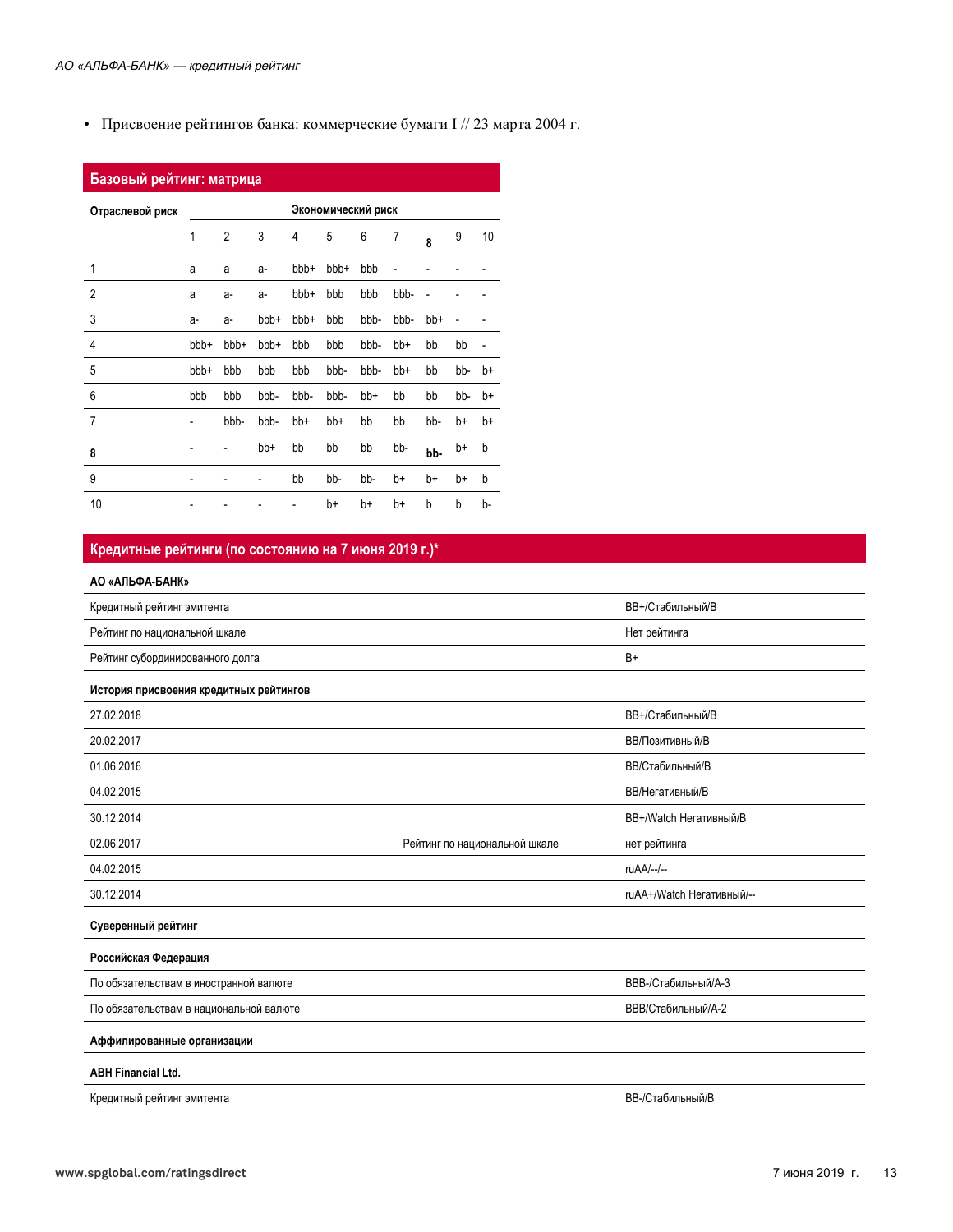- Присвоение рейтингов банка: коммерческие бумаги I // 23 марта 2004 г.

## Базовый рейтинг: матрица

| Отраслевой риск | Экономический риск | | | | | | | | | |
|---|---|---|---|---|---|---|---|---|---|---|
| | 1 | 2 | 3 | 4 | 5 | 6 | 7 | **8** | 9 | 10 |
| 1 | a | a | a- | bbb+ | bbb+ | bbb | - | - | - | - |
| 2 | a | a- | a- | bbb+ | bbb | bbb | bbb- | - | - | - |
| 3 | a- | a- | bbb+ | bbb+ | bbb | bbb- | bbb- | bb+ | - | - |
| 4 | bbb+ | bbb+ | bbb+ | bbb | bbb | bbb- | bb+ | bb | bb | - |
| 5 | bbb+ | bbb | bbb | bbb | bbb- | bbb- | bb+ | bb | bb- | b+ |
| 6 | bbb | bbb | bbb- | bbb- | bbb- | bb+ | bb | bb | bb- | b+ |
| 7 | - | bbb- | bbb- | bb+ | bb+ | bb | bb | bb- | b+ | b+ |
| **8** | - | - | bb+ | bb | bb | bb | bb- | **bb-** | b+ | b |
| 9 | - | - | - | bb | bb- | bb- | b+ | b+ | b+ | b |
| 10 | - | - | - | - | b+ | b+ | b+ | b | b | b- |

## Кредитные рейтинги (по состоянию на 7 июня 2019 г.)*

| **АО «АЛЬФА-БАНК»** | | |
|---|---|---|
| Кредитный рейтинг эмитента | | BB+/Стабильный/B |
| Рейтинг по национальной шкале | | Нет рейтинга |
| Рейтинг субординированного долга | | B+ |
| **История присвоения кредитных рейтингов** | | |
| 27.02.2018 | | BB+/Стабильный/B |
| 20.02.2017 | | BB/Позитивный/B |
| 01.06.2016 | | BB/Стабильный/B |
| 04.02.2015 | | BB/Негативный/B |
| 30.12.2014 | | BB+/Watch Негативный/B |
| 02.06.2017 | Рейтинг по национальной шкале | нет рейтинга |
| 04.02.2015 | | ruAA/--/-- |
| 30.12.2014 | | ruAA+/Watch Негативный/-- |
| **Суверенный рейтинг** | | |
| **Российская Федерация** | | |
| По обязательствам в иностранной валюте | | BBB-/Стабильный/A-3 |
| По обязательствам в национальной валюте | | BBB/Стабильный/A-2 |
| **Аффилированные организации** | | |
| **ABH Financial Ltd.** | | |
| Кредитный рейтинг эмитента | | BB-/Стабильный/B |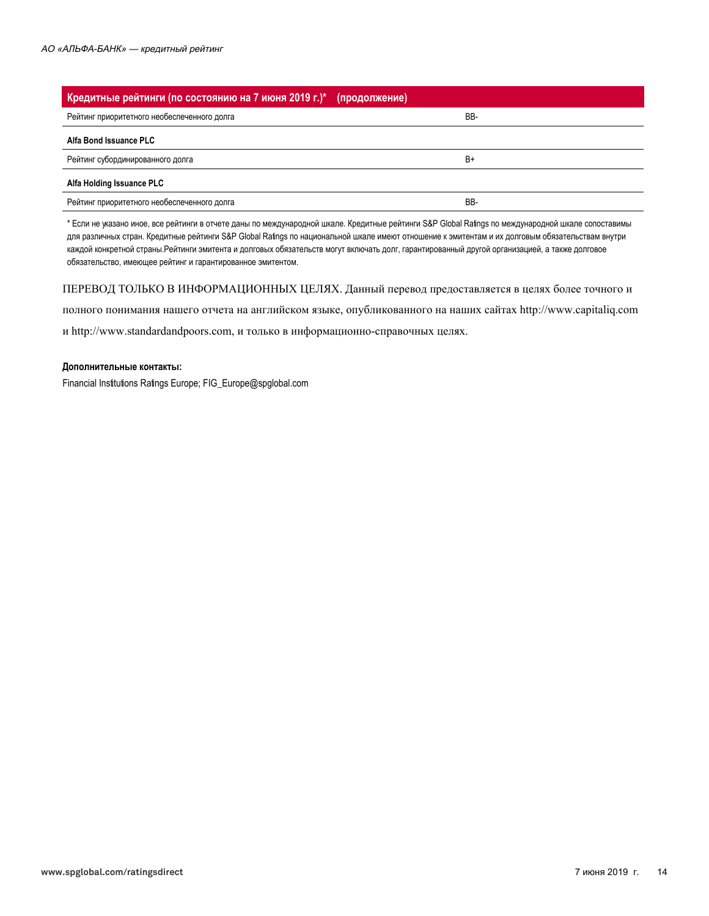| Кредитные рейтинги (по состоянию на 7 июня 2019 г.)* (продолжение) | |
|---|---|
| Рейтинг приоритетного необеспеченного долга | BB- |
| **Alfa Bond Issuance PLC** | |
| Рейтинг субординированного долга | B+ |
| **Alfa Holding Issuance PLC** | |
| Рейтинг приоритетного необеспеченного долга | BB- |

* Если не указано иное, все рейтинги в отчете даны по международной шкале. Кредитные рейтинги S&P Global Ratings по международной шкале сопоставимы для различных стран. Кредитные рейтинги S&P Global Ratings по национальной шкале имеют отношение к эмитентам и их долговым обязательствам внутри каждой конкретной страны.Рейтинги эмитента и долговых обязательств могут включать долг, гарантированный другой организацией, а также долговое обязательство, имеющее рейтинг и гарантированное эмитентом.

ПЕРЕВОД ТОЛЬКО В ИНФОРМАЦИОННЫХ ЦЕЛЯХ. Данный перевод предоставляется в целях более точного и полного понимания нашего отчета на английском языке, опубликованного на наших сайтах http://www.capitaliq.com и http://www.standardandpoors.com, и только в информационно-справочных целях.

**Дополнительные контакты:**

Financial Institutions Ratings Europe; FIG_Europe@spglobal.com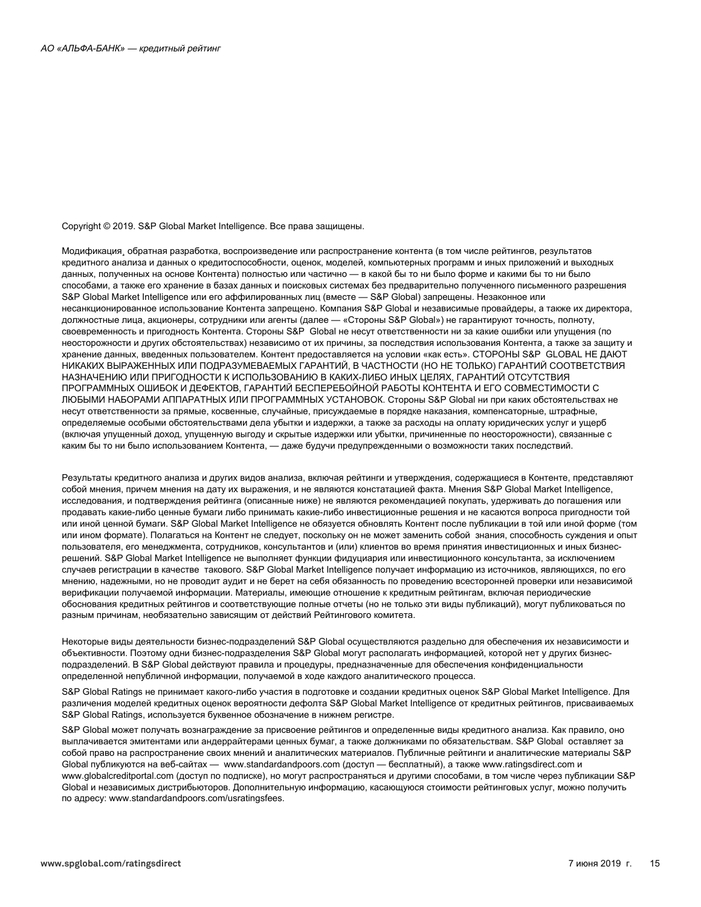Copyright © 2019. S&P Global Market Intelligence. Все права защищены.

Модификация, обратная разработка, воспроизведение или распространение контента (в том числе рейтингов, результатов кредитного анализа и данных о кредитоспособности, оценок, моделей, компьютерных программ и иных приложений и выходных данных, полученных на основе Контента) полностью или частично — в какой бы то ни было форме и какими бы то ни было способами, а также его хранение в базах данных и поисковых системах без предварительно полученного письменного разрешения S&P Global Market Intelligence или его аффилированных лиц (вместе — S&P Global) запрещены. Незаконное или несанкционированное использование Контента запрещено. Компания S&P Global и независимые провайдеры, а также их директора, должностные лица, акционеры, сотрудники или агенты (далее — «Стороны S&P Global») не гарантируют точность, полноту, своевременность и пригодность Контента. Стороны S&P Global не несут ответственности ни за какие ошибки или упущения (по неосторожности и других обстоятельствах) независимо от их причины, за последствия использования Контента, а также за защиту и хранение данных, введенных пользователем. Контент предоставляется на условии «как есть». СТОРОНЫ S&P GLOBAL НЕ ДАЮТ НИКАКИХ ВЫРАЖЕННЫХ ИЛИ ПОДРАЗУМЕВАЕМЫХ ГАРАНТИЙ, В ЧАСТНОСТИ (НО НЕ ТОЛЬКО) ГАРАНТИЙ СООТВЕТСТВИЯ НАЗНАЧЕНИЮ ИЛИ ПРИГОДНОСТИ К ИСПОЛЬЗОВАНИЮ В КАКИХ-ЛИБО ИНЫХ ЦЕЛЯХ, ГАРАНТИЙ ОТСУТСТВИЯ ПРОГРАММНЫХ ОШИБОК И ДЕФЕКТОВ, ГАРАНТИЙ БЕСПЕРЕБОЙНОЙ РАБОТЫ КОНТЕНТА И ЕГО СОВМЕСТИМОСТИ С ЛЮБЫМИ НАБОРАМИ АППАРАТНЫХ ИЛИ ПРОГРАММНЫХ УСТАНОВОК. Стороны S&P Global ни при каких обстоятельствах не несут ответственности за прямые, косвенные, случайные, присуждаемые в порядке наказания, компенсаторные, штрафные, определяемые особыми обстоятельствами дела убытки и издержки, а также за расходы на оплату юридических услуг и ущерб (включая упущенный доход, упущенную выгоду и скрытые издержки или убытки, причиненные по неосторожности), связанные с каким бы то ни было использованием Контента, — даже будучи предупрежденными о возможности таких последствий.

Результаты кредитного анализа и других видов анализа, включая рейтинги и утверждения, содержащиеся в Контенте, представляют собой мнения, причем мнения на дату их выражения, и не являются констатацией факта. Мнения S&P Global Market Intelligence, исследования, и подтверждения рейтинга (описанные ниже) не являются рекомендацией покупать, удерживать до погашения или продавать какие-либо ценные бумаги либо принимать какие-либо инвестиционные решения и не касаются вопроса пригодности той или иной ценной бумаги. S&P Global Market Intelligence не обязуется обновлять Контент после публикации в той или иной форме (том или ином формате). Полагаться на Контент не следует, поскольку он не может заменить собой знания, способность суждения и опыт пользователя, его менеджмента, сотрудников, консультантов и (или) клиентов во время принятия инвестиционных и иных бизнес-решений. S&P Global Market Intelligence не выполняет функции фидуциария или инвестиционного консультанта, за исключением случаев регистрации в качестве такового. S&P Global Market Intelligence получает информацию из источников, являющихся, по его мнению, надежными, но не проводит аудит и не берет на себя обязанность по проведению всесторонней проверки или независимой верификации получаемой информации. Материалы, имеющие отношение к кредитным рейтингам, включая периодические обоснования кредитных рейтингов и соответствующие полные отчеты (но не только эти виды публикаций), могут публиковаться по разным причинам, необязательно зависящим от действий Рейтингового комитета.

Некоторые виды деятельности бизнес-подразделений S&P Global осуществляются раздельно для обеспечения их независимости и объективности. Поэтому одни бизнес-подразделения S&P Global могут располагать информацией, которой нет у других бизнес-подразделений. В S&P Global действуют правила и процедуры, предназначенные для обеспечения конфиденциальности определенной непубличной информации, получаемой в ходе каждого аналитического процесса.

S&P Global Ratings не принимает какого-либо участия в подготовке и создании кредитных оценок S&P Global Market Intelligence. Для различения моделей кредитных оценок вероятности дефолта S&P Global Market Intelligence от кредитных рейтингов, присваиваемых S&P Global Ratings, используется буквенное обозначение в нижнем регистре.

S&P Global может получать вознаграждение за присвоение рейтингов и определенные виды кредитного анализа. Как правило, оно выплачивается эмитентами или андеррайтерами ценных бумаг, а также должниками по обязательствам. S&P Global оставляет за собой право на распространение своих мнений и аналитических материалов. Публичные рейтинги и аналитические материалы S&P Global публикуются на веб-сайтах — www.standardandpoors.com (доступ — бесплатный), а также www.ratingsdirect.com и www.globalcreditportal.com (доступ по подписке), но могут распространяться и другими способами, в том числе через публикации S&P Global и независимых дистрибьюторов. Дополнительную информацию, касающуюся стоимости рейтинговых услуг, можно получить по адресу: www.standardandpoors.com/usratingsfees.